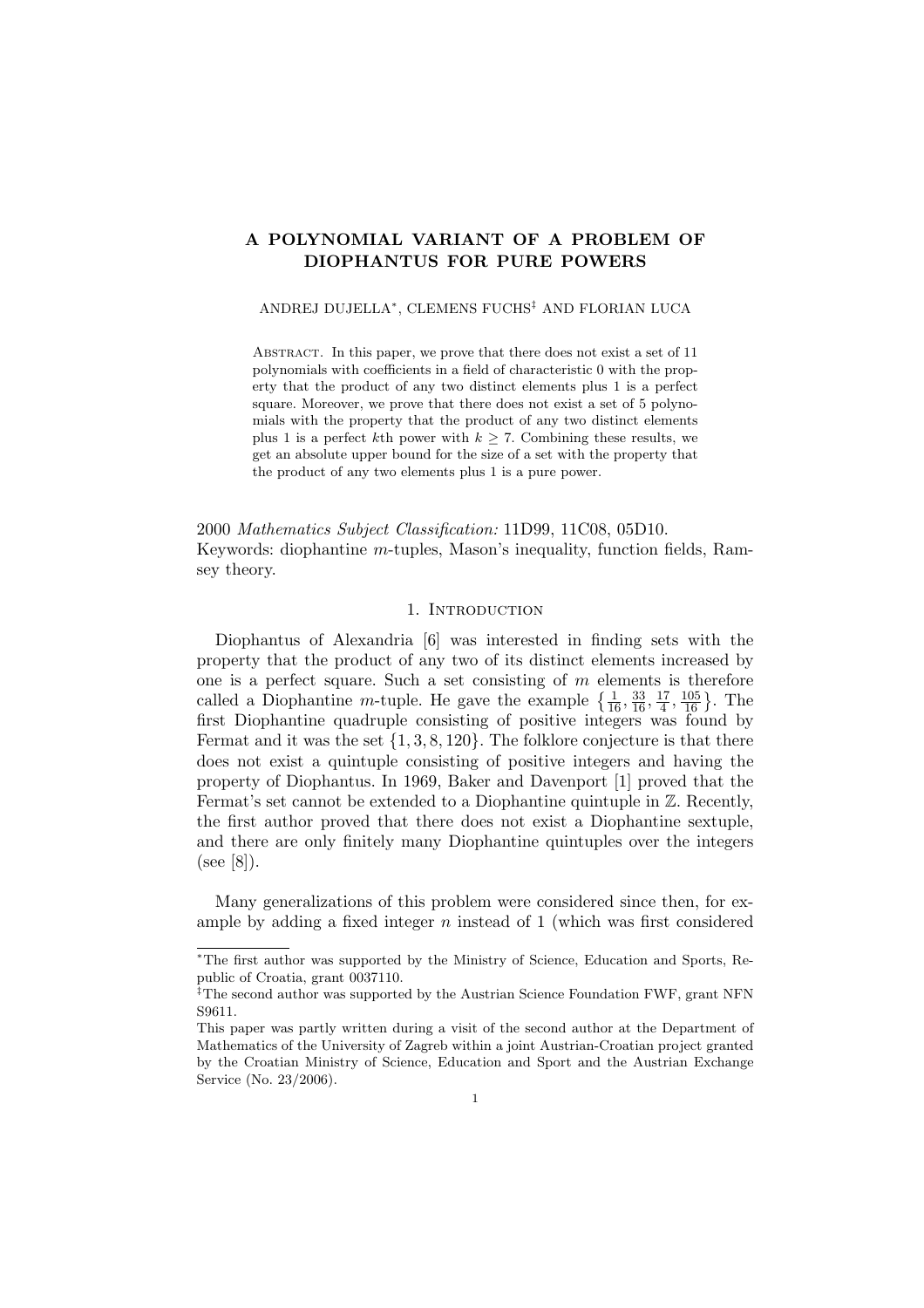# A POLYNOMIAL VARIANT OF A PROBLEM OF DIOPHANTUS FOR PURE POWERS

ANDREJ DUJELLA*, CLEMENS FUCHS‡ AND FLORIAN LUCA

ABSTRACT. In this paper, we prove that there does not exist a set of 11 polynomials with coefficients in a field of characteristic 0 with the property that the product of any two distinct elements plus 1 is a perfect square. Moreover, we prove that there does not exist a set of 5 polynomials with the property that the product of any two distinct elements plus 1 is a perfect $k$th power with $k \geq 7$. Combining these results, we get an absolute upper bound for the size of a set with the property that the product of any two elements plus 1 is a pure power.

2000 *Mathematics Subject Classification:* 11D99, 11C08, 05D10.
Keywords: diophantine $m$-tuples, Mason's inequality, function fields, Ramsey theory.

## 1. Introduction

Diophantus of Alexandria [6] was interested in finding sets with the property that the product of any two of its distinct elements increased by one is a perfect square. Such a set consisting of $m$ elements is therefore called a Diophantine $m$-tuple. He gave the example $\{\frac{1}{16}, \frac{33}{16}, \frac{17}{4}, \frac{105}{16}\}$. The first Diophantine quadruple consisting of positive integers was found by Fermat and it was the set $\{1, 3, 8, 120\}$. The folklore conjecture is that there does not exist a quintuple consisting of positive integers and having the property of Diophantus. In 1969, Baker and Davenport [1] proved that the Fermat's set cannot be extended to a Diophantine quintuple in $\mathbb{Z}$. Recently, the first author proved that there does not exist a Diophantine sextuple, and there are only finitely many Diophantine quintuples over the integers (see [8]).

Many generalizations of this problem were considered since then, for example by adding a fixed integer $n$ instead of 1 (which was first considered

---

*The first author was supported by the Ministry of Science, Education and Sports, Republic of Croatia, grant 0037110.

‡The second author was supported by the Austrian Science Foundation FWF, grant NFN S9611.

This paper was partly written during a visit of the second author at the Department of Mathematics of the University of Zagreb within a joint Austrian-Croatian project granted by the Croatian Ministry of Science, Education and Sport and the Austrian Exchange Service (No. 23/2006).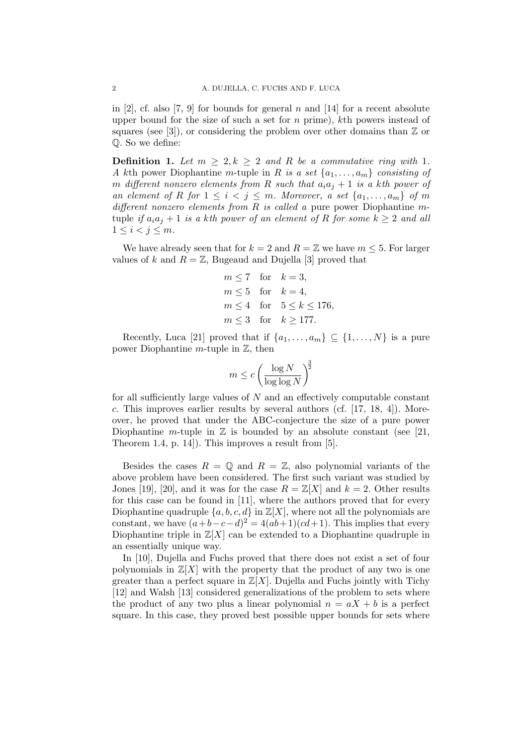in [2], cf. also [7, 9] for bounds for general $n$ and [14] for a recent absolute upper bound for the size of such a set for $n$ prime), $k$th powers instead of squares (see [3]), or considering the problem over other domains than $\mathbb{Z}$ or $\mathbb{Q}$. So we define:

**Definition 1.** *Let $m \geq 2, k \geq 2$ and $R$ be a commutative ring with 1. A $k$th* power Diophantine *$m$-tuple in $R$ is a set $\{a_1, \ldots, a_m\}$ consisting of $m$ different nonzero elements from $R$ such that $a_i a_j + 1$ is a $k$th power of an element of $R$ for $1 \leq i < j \leq m$. Moreover, a set $\{a_1, \ldots, a_m\}$ of $m$ different nonzero elements from $R$ is called a* pure power Diophantine *$m$-tuple if $a_i a_j + 1$ is a $k$th power of an element of $R$ for some $k \geq 2$ and all $1 \leq i < j \leq m$.*

We have already seen that for $k = 2$ and $R = \mathbb{Z}$ we have $m \leq 5$. For larger values of $k$ and $R = \mathbb{Z}$, Bugeaud and Dujella [3] proved that

$$
\begin{aligned}
m &\leq 7 \quad \text{for} \quad k = 3, \\
m &\leq 5 \quad \text{for} \quad k = 4, \\
m &\leq 4 \quad \text{for} \quad 5 \leq k \leq 176, \\
m &\leq 3 \quad \text{for} \quad k \geq 177.
\end{aligned}
$$

Recently, Luca [21] proved that if $\{a_1, \ldots, a_m\} \subseteq \{1, \ldots, N\}$ is a pure power Diophantine $m$-tuple in $\mathbb{Z}$, then

$$
m \leq c \left( \frac{\log N}{\log \log N} \right)^{\frac{3}{2}}
$$

for all sufficiently large values of $N$ and an effectively computable constant $c$. This improves earlier results by several authors (cf. [17, 18, 4]). Moreover, he proved that under the ABC-conjecture the size of a pure power Diophantine $m$-tuple in $\mathbb{Z}$ is bounded by an absolute constant (see [21, Theorem 1.4, p. 14]). This improves a result from [5].

Besides the cases $R = \mathbb{Q}$ and $R = \mathbb{Z}$, also polynomial variants of the above problem have been considered. The first such variant was studied by Jones [19], [20], and it was for the case $R = \mathbb{Z}[X]$ and $k = 2$. Other results for this case can be found in [11], where the authors proved that for every Diophantine quadruple $\{a, b, c, d\}$ in $\mathbb{Z}[X]$, where not all the polynomials are constant, we have $(a+b-c-d)^2 = 4(ab+1)(cd+1)$. This implies that every Diophantine triple in $\mathbb{Z}[X]$ can be extended to a Diophantine quadruple in an essentially unique way.

In [10], Dujella and Fuchs proved that there does not exist a set of four polynomials in $\mathbb{Z}[X]$ with the property that the product of any two is one greater than a perfect square in $\mathbb{Z}[X]$. Dujella and Fuchs jointly with Tichy [12] and Walsh [13] considered generalizations of the problem to sets where the product of any two plus a linear polynomial $n = aX + b$ is a perfect square. In this case, they proved best possible upper bounds for sets where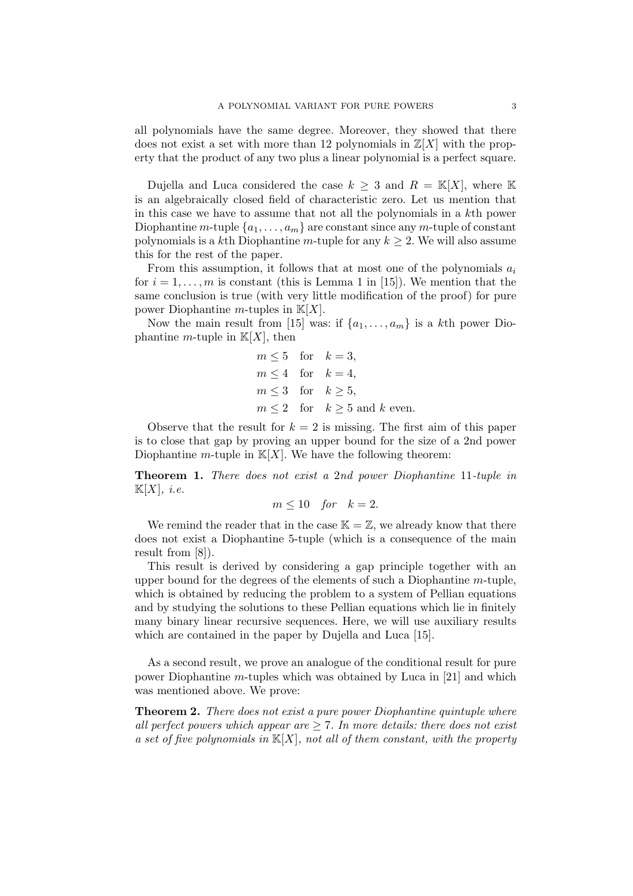all polynomials have the same degree. Moreover, they showed that there does not exist a set with more than 12 polynomials in $\mathbb{Z}[X]$ with the property that the product of any two plus a linear polynomial is a perfect square.

Dujella and Luca considered the case $k \geq 3$ and $R = \mathbb{K}[X]$, where $\mathbb{K}$ is an algebraically closed field of characteristic zero. Let us mention that in this case we have to assume that not all the polynomials in a $k$th power Diophantine $m$-tuple $\{a_1, \ldots, a_m\}$ are constant since any $m$-tuple of constant polynomials is a $k$th Diophantine $m$-tuple for any $k \geq 2$. We will also assume this for the rest of the paper.

From this assumption, it follows that at most one of the polynomials $a_i$ for $i = 1, \ldots, m$ is constant (this is Lemma 1 in [15]). We mention that the same conclusion is true (with very little modification of the proof) for pure power Diophantine $m$-tuples in $\mathbb{K}[X]$.

Now the main result from [15] was: if $\{a_1, \ldots, a_m\}$ is a $k$th power Diophantine $m$-tuple in $\mathbb{K}[X]$, then

$$
\begin{aligned}
m &\leq 5 \quad \text{for} \quad k = 3, \\
m &\leq 4 \quad \text{for} \quad k = 4, \\
m &\leq 3 \quad \text{for} \quad k \geq 5, \\
m &\leq 2 \quad \text{for} \quad k \geq 5 \text{ and } k \text{ even.}
\end{aligned}
$$

Observe that the result for $k = 2$ is missing. The first aim of this paper is to close that gap by proving an upper bound for the size of a 2nd power Diophantine $m$-tuple in $\mathbb{K}[X]$. We have the following theorem:

**Theorem 1.** *There does not exist a 2nd power Diophantine 11-tuple in* $\mathbb{K}[X]$*, i.e.*

$$m \leq 10 \quad \textit{for} \quad k = 2.$$

We remind the reader that in the case $\mathbb{K} = \mathbb{Z}$, we already know that there does not exist a Diophantine 5-tuple (which is a consequence of the main result from [8]).

This result is derived by considering a gap principle together with an upper bound for the degrees of the elements of such a Diophantine $m$-tuple, which is obtained by reducing the problem to a system of Pellian equations and by studying the solutions to these Pellian equations which lie in finitely many binary linear recursive sequences. Here, we will use auxiliary results which are contained in the paper by Dujella and Luca [15].

As a second result, we prove an analogue of the conditional result for pure power Diophantine $m$-tuples which was obtained by Luca in [21] and which was mentioned above. We prove:

**Theorem 2.** *There does not exist a pure power Diophantine quintuple where all perfect powers which appear are* $\geq 7$*. In more details: there does not exist a set of five polynomials in* $\mathbb{K}[X]$*, not all of them constant, with the property*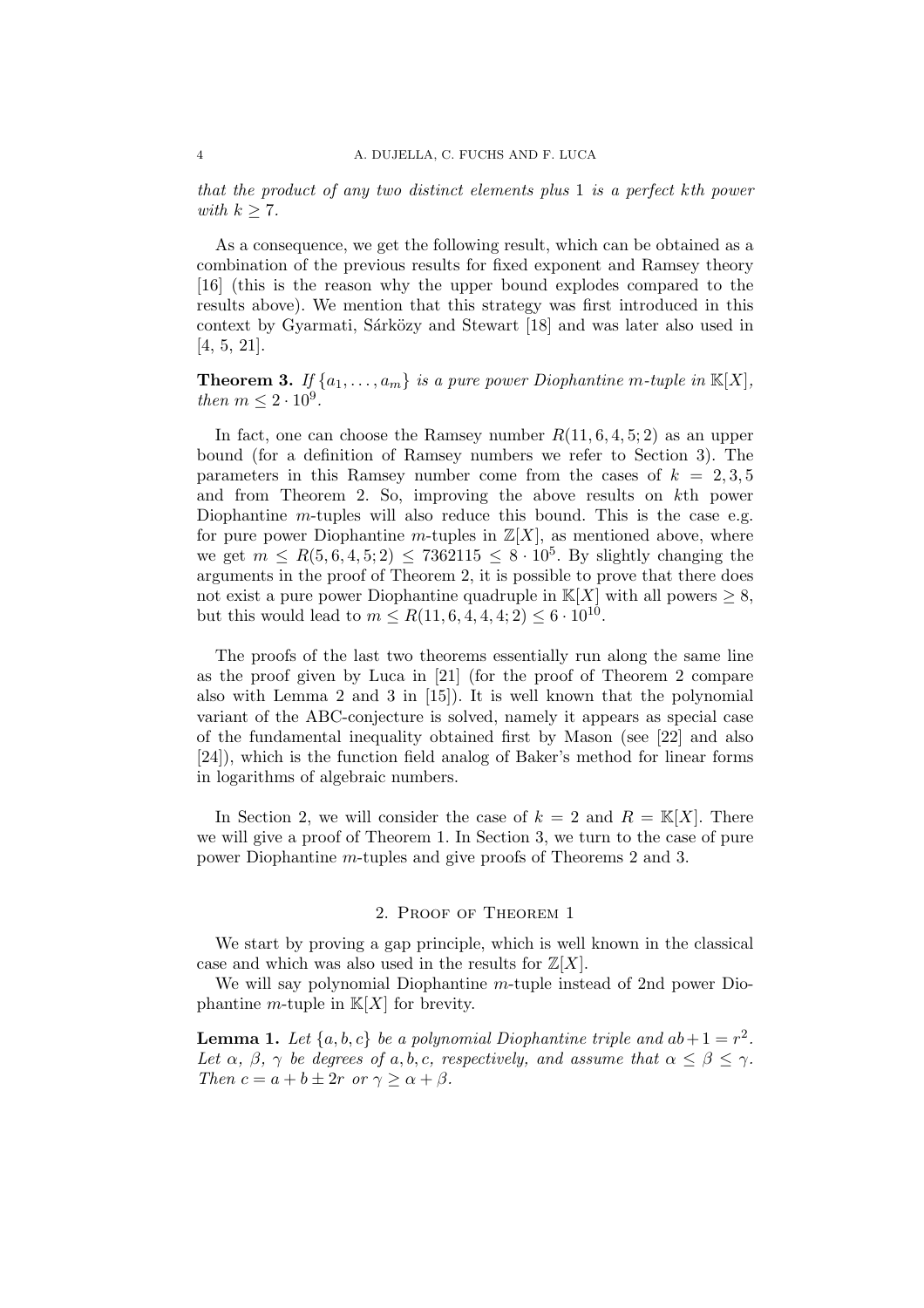*that the product of any two distinct elements plus* 1 *is a perfect kth power with* $k \geq 7$.

As a consequence, we get the following result, which can be obtained as a combination of the previous results for fixed exponent and Ramsey theory [16] (this is the reason why the upper bound explodes compared to the results above). We mention that this strategy was first introduced in this context by Gyarmati, Sárközy and Stewart [18] and was later also used in [4, 5, 21].

**Theorem 3.** *If* $\{a_1, \ldots, a_m\}$ *is a pure power Diophantine* $m$*-tuple in* $\mathbb{K}[X]$*, then* $m \leq 2 \cdot 10^9$.

In fact, one can choose the Ramsey number $R(11, 6, 4, 5; 2)$ as an upper bound (for a definition of Ramsey numbers we refer to Section 3). The parameters in this Ramsey number come from the cases of $k = 2, 3, 5$ and from Theorem 2. So, improving the above results on $k$th power Diophantine $m$-tuples will also reduce this bound. This is the case e.g. for pure power Diophantine $m$-tuples in $\mathbb{Z}[X]$, as mentioned above, where we get $m \leq R(5, 6, 4, 5; 2) \leq 7362115 \leq 8 \cdot 10^5$. By slightly changing the arguments in the proof of Theorem 2, it is possible to prove that there does not exist a pure power Diophantine quadruple in $\mathbb{K}[X]$ with all powers $\geq 8$, but this would lead to $m \leq R(11, 6, 4, 4, 4; 2) \leq 6 \cdot 10^{10}$.

The proofs of the last two theorems essentially run along the same line as the proof given by Luca in [21] (for the proof of Theorem 2 compare also with Lemma 2 and 3 in [15]). It is well known that the polynomial variant of the ABC-conjecture is solved, namely it appears as special case of the fundamental inequality obtained first by Mason (see [22] and also [24]), which is the function field analog of Baker's method for linear forms in logarithms of algebraic numbers.

In Section 2, we will consider the case of $k = 2$ and $R = \mathbb{K}[X]$. There we will give a proof of Theorem 1. In Section 3, we turn to the case of pure power Diophantine $m$-tuples and give proofs of Theorems 2 and 3.

## 2. Proof of Theorem 1

We start by proving a gap principle, which is well known in the classical case and which was also used in the results for $\mathbb{Z}[X]$.

We will say polynomial Diophantine $m$-tuple instead of 2nd power Diophantine $m$-tuple in $\mathbb{K}[X]$ for brevity.

**Lemma 1.** *Let* $\{a, b, c\}$ *be a polynomial Diophantine triple and* $ab + 1 = r^2$*. Let* $\alpha$, $\beta$, $\gamma$ *be degrees of* $a, b, c$*, respectively, and assume that* $\alpha \leq \beta \leq \gamma$*. Then* $c = a + b \pm 2r$ *or* $\gamma \geq \alpha + \beta$.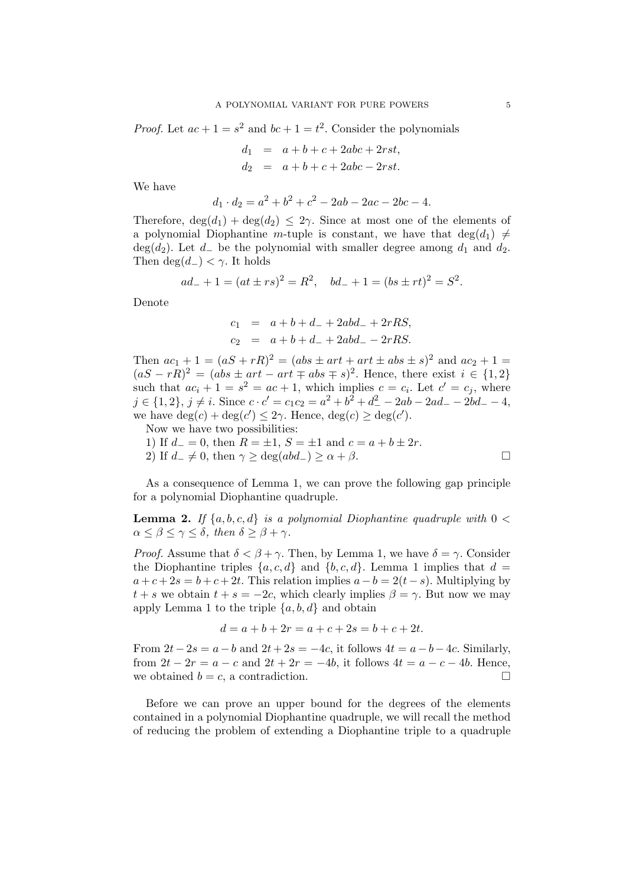*Proof.* Let $ac + 1 = s^2$ and $bc + 1 = t^2$. Consider the polynomials

$$\begin{aligned} d_1 &= a + b + c + 2abc + 2rst, \\ d_2 &= a + b + c + 2abc - 2rst. \end{aligned}$$

We have

$$d_1 \cdot d_2 = a^2 + b^2 + c^2 - 2ab - 2ac - 2bc - 4.$$

Therefore, $\deg(d_1) + \deg(d_2) \leq 2\gamma$. Since at most one of the elements of a polynomial Diophantine $m$-tuple is constant, we have that $\deg(d_1) \neq \deg(d_2)$. Let $d_-$ be the polynomial with smaller degree among $d_1$ and $d_2$. Then $\deg(d_-) < \gamma$. It holds

$$ad_- + 1 = (at \pm rs)^2 = R^2, \quad bd_- + 1 = (bs \pm rt)^2 = S^2.$$

Denote

$$\begin{aligned} c_1 &= a + b + d_- + 2abd_- + 2rRS, \\ c_2 &= a + b + d_- + 2abd_- - 2rRS. \end{aligned}$$

Then $ac_1 + 1 = (aS + rR)^2 = (abs \pm art + art \pm abs \pm s)^2$ and $ac_2 + 1 = (aS - rR)^2 = (abs \pm art - art \mp abs \mp s)^2$. Hence, there exist $i \in \{1, 2\}$ such that $ac_i + 1 = s^2 = ac + 1$, which implies $c = c_i$. Let $c' = c_j$, where $j \in \{1, 2\}$, $j \neq i$. Since $c \cdot c' = c_1 c_2 = a^2 + b^2 + d_-^2 - 2ab - 2ad_- - 2bd_- - 4$, we have $\deg(c) + \deg(c') \leq 2\gamma$. Hence, $\deg(c) \geq \deg(c')$.

Now we have two possibilities:

1) If $d_- = 0$, then $R = \pm 1$, $S = \pm 1$ and $c = a + b \pm 2r$.

2) If $d_- \neq 0$, then $\gamma \geq \deg(abd_-) \geq \alpha + \beta$. $\square$

As a consequence of Lemma 1, we can prove the following gap principle for a polynomial Diophantine quadruple.

**Lemma 2.** *If $\{a, b, c, d\}$ is a polynomial Diophantine quadruple with $0 < \alpha \leq \beta \leq \gamma \leq \delta$, then $\delta \geq \beta + \gamma$.*

*Proof.* Assume that $\delta < \beta + \gamma$. Then, by Lemma 1, we have $\delta = \gamma$. Consider the Diophantine triples $\{a, c, d\}$ and $\{b, c, d\}$. Lemma 1 implies that $d = a + c + 2s = b + c + 2t$. This relation implies $a - b = 2(t - s)$. Multiplying by $t + s$ we obtain $t + s = -2c$, which clearly implies $\beta = \gamma$. But now we may apply Lemma 1 to the triple $\{a, b, d\}$ and obtain

$$d = a + b + 2r = a + c + 2s = b + c + 2t.$$

From $2t - 2s = a - b$ and $2t + 2s = -4c$, it follows $4t = a - b - 4c$. Similarly, from $2t - 2r = a - c$ and $2t + 2r = -4b$, it follows $4t = a - c - 4b$. Hence, we obtained $b = c$, a contradiction. $\square$

Before we can prove an upper bound for the degrees of the elements contained in a polynomial Diophantine quadruple, we will recall the method of reducing the problem of extending a Diophantine triple to a quadruple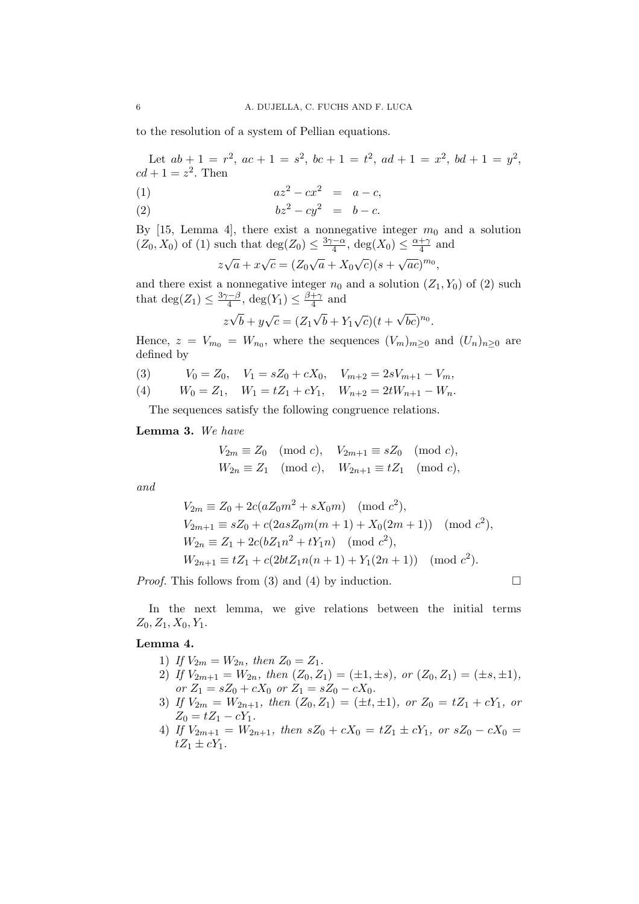to the resolution of a system of Pellian equations.

Let $ab+1=r^2$, $ac+1=s^2$, $bc+1=t^2$, $ad+1=x^2$, $bd+1=y^2$, $cd+1=z^2$. Then

$$az^2 - cx^2 = a-c, \tag{1}$$

$$bz^2 - cy^2 = b-c. \tag{2}$$

By [15, Lemma 4], there exist a nonnegative integer $m_0$ and a solution $(Z_0, X_0)$ of (1) such that $\deg(Z_0) \le \frac{3\gamma-\alpha}{4}$, $\deg(X_0) \le \frac{\alpha+\gamma}{4}$ and

$$z\sqrt{a} + x\sqrt{c} = (Z_0\sqrt{a} + X_0\sqrt{c})(s+\sqrt{ac})^{m_0},$$

and there exist a nonnegative integer $n_0$ and a solution $(Z_1, Y_0)$ of (2) such that $\deg(Z_1) \le \frac{3\gamma-\beta}{4}$, $\deg(Y_1) \le \frac{\beta+\gamma}{4}$ and

$$z\sqrt{b} + y\sqrt{c} = (Z_1\sqrt{b} + Y_1\sqrt{c})(t+\sqrt{bc})^{n_0}.$$

Hence, $z = V_{m_0} = W_{n_0}$, where the sequences $(V_m)_{m\ge 0}$ and $(U_n)_{n\ge 0}$ are defined by

$$V_0 = Z_0, \quad V_1 = sZ_0 + cX_0, \quad V_{m+2} = 2sV_{m+1} - V_m, \tag{3}$$

$$W_0 = Z_1, \quad W_1 = tZ_1 + cY_1, \quad W_{n+2} = 2tW_{n+1} - W_n. \tag{4}$$

The sequences satisfy the following congruence relations.

**Lemma 3.** *We have*

$$V_{2m} \equiv Z_0 \pmod{c}, \quad V_{2m+1} \equiv sZ_0 \pmod{c},$$
$$W_{2n} \equiv Z_1 \pmod{c}, \quad W_{2n+1} \equiv tZ_1 \pmod{c},$$

*and*

$$V_{2m} \equiv Z_0 + 2c(aZ_0m^2 + sX_0m) \pmod{c^2},$$
$$V_{2m+1} \equiv sZ_0 + c(2asZ_0m(m+1) + X_0(2m+1)) \pmod{c^2},$$
$$W_{2n} \equiv Z_1 + 2c(bZ_1n^2 + tY_1n) \pmod{c^2},$$
$$W_{2n+1} \equiv tZ_1 + c(2btZ_1n(n+1) + Y_1(2n+1)) \pmod{c^2}.$$

*Proof.* This follows from (3) and (4) by induction. □

In the next lemma, we give relations between the initial terms $Z_0, Z_1, X_0, Y_1$.

**Lemma 4.**

1) *If $V_{2m} = W_{2n}$, then $Z_0 = Z_1$.*
2) *If $V_{2m+1} = W_{2n}$, then $(Z_0, Z_1) = (\pm 1, \pm s)$, or $(Z_0, Z_1) = (\pm s, \pm 1)$, or $Z_1 = sZ_0 + cX_0$ or $Z_1 = sZ_0 - cX_0$.*
3) *If $V_{2m} = W_{2n+1}$, then $(Z_0, Z_1) = (\pm t, \pm 1)$, or $Z_0 = tZ_1 + cY_1$, or $Z_0 = tZ_1 - cY_1$.*
4) *If $V_{2m+1} = W_{2n+1}$, then $sZ_0 + cX_0 = tZ_1 \pm cY_1$, or $sZ_0 - cX_0 = tZ_1 \pm cY_1$.*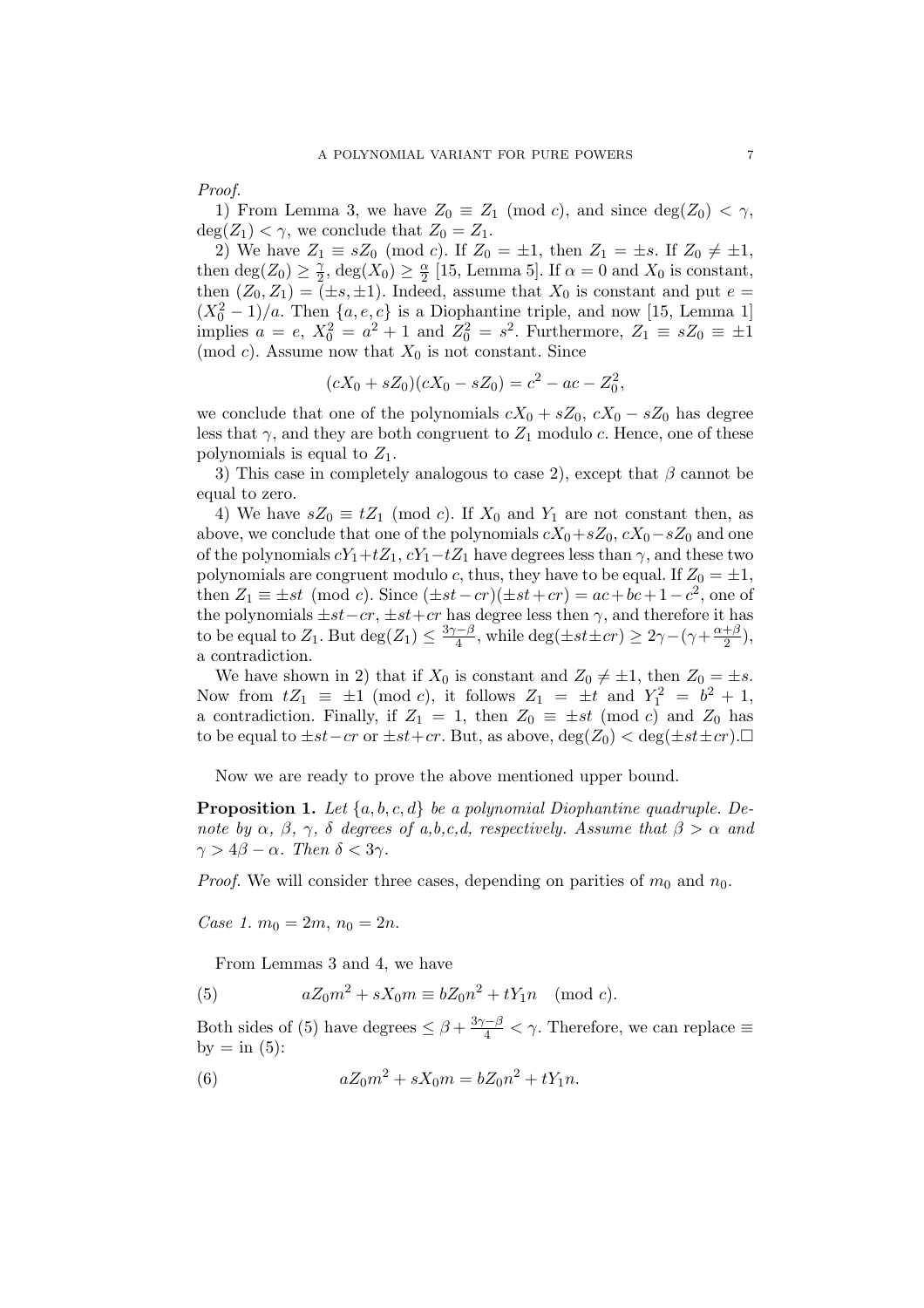*Proof.*

1) From Lemma 3, we have $Z_0 \equiv Z_1 \pmod{c}$, and since $\deg(Z_0) < \gamma$, $\deg(Z_1) < \gamma$, we conclude that $Z_0 = Z_1$.

2) We have $Z_1 \equiv sZ_0 \pmod{c}$. If $Z_0 = \pm 1$, then $Z_1 = \pm s$. If $Z_0 \neq \pm 1$, then $\deg(Z_0) \geq \frac{\gamma}{2}$, $\deg(X_0) \geq \frac{\alpha}{2}$ [15, Lemma 5]. If $\alpha = 0$ and $X_0$ is constant, then $(Z_0, Z_1) = (\pm s, \pm 1)$. Indeed, assume that $X_0$ is constant and put $e = (X_0^2 - 1)/a$. Then $\{a, e, c\}$ is a Diophantine triple, and now [15, Lemma 1] implies $a = e$, $X_0^2 = a^2 + 1$ and $Z_0^2 = s^2$. Furthermore, $Z_1 \equiv sZ_0 \equiv \pm 1 \pmod{c}$. Assume now that $X_0$ is not constant. Since

$$(cX_0 + sZ_0)(cX_0 - sZ_0) = c^2 - ac - Z_0^2,$$

we conclude that one of the polynomials $cX_0 + sZ_0$, $cX_0 - sZ_0$ has degree less that $\gamma$, and they are both congruent to $Z_1$ modulo $c$. Hence, one of these polynomials is equal to $Z_1$.

3) This case in completely analogous to case 2), except that $\beta$ cannot be equal to zero.

4) We have $sZ_0 \equiv tZ_1 \pmod{c}$. If $X_0$ and $Y_1$ are not constant then, as above, we conclude that one of the polynomials $cX_0 + sZ_0$, $cX_0 - sZ_0$ and one of the polynomials $cY_1 + tZ_1$, $cY_1 - tZ_1$ have degrees less than $\gamma$, and these two polynomials are congruent modulo $c$, thus, they have to be equal. If $Z_0 = \pm 1$, then $Z_1 \equiv \pm st \pmod{c}$. Since $(\pm st - cr)(\pm st + cr) = ac + bc + 1 - c^2$, one of the polynomials $\pm st - cr$, $\pm st + cr$ has degree less then $\gamma$, and therefore it has to be equal to $Z_1$. But $\deg(Z_1) \leq \frac{3\gamma - \beta}{4}$, while $\deg(\pm st \pm cr) \geq 2\gamma - (\gamma + \frac{\alpha + \beta}{2})$, a contradiction.

We have shown in 2) that if $X_0$ is constant and $Z_0 \neq \pm 1$, then $Z_0 = \pm s$. Now from $tZ_1 \equiv \pm 1 \pmod{c}$, it follows $Z_1 = \pm t$ and $Y_1^2 = b^2 + 1$, a contradiction. Finally, if $Z_1 = 1$, then $Z_0 \equiv \pm st \pmod{c}$ and $Z_0$ has to be equal to $\pm st - cr$ or $\pm st + cr$. But, as above, $\deg(Z_0) < \deg(\pm st \pm cr)$. □

Now we are ready to prove the above mentioned upper bound.

**Proposition 1.** *Let $\{a, b, c, d\}$ be a polynomial Diophantine quadruple. Denote by $\alpha$, $\beta$, $\gamma$, $\delta$ degrees of a,b,c,d, respectively. Assume that $\beta > \alpha$ and $\gamma > 4\beta - \alpha$. Then $\delta < 3\gamma$.*

*Proof.* We will consider three cases, depending on parities of $m_0$ and $n_0$.

*Case 1.* $m_0 = 2m$, $n_0 = 2n$.

From Lemmas 3 and 4, we have

$$aZ_0m^2 + sX_0m \equiv bZ_0n^2 + tY_1n \pmod{c}. \tag{5}$$

Both sides of (5) have degrees $\leq \beta + \frac{3\gamma - \beta}{4} < \gamma$. Therefore, we can replace $\equiv$ by $=$ in (5):

$$aZ_0m^2 + sX_0m = bZ_0n^2 + tY_1n. \tag{6}$$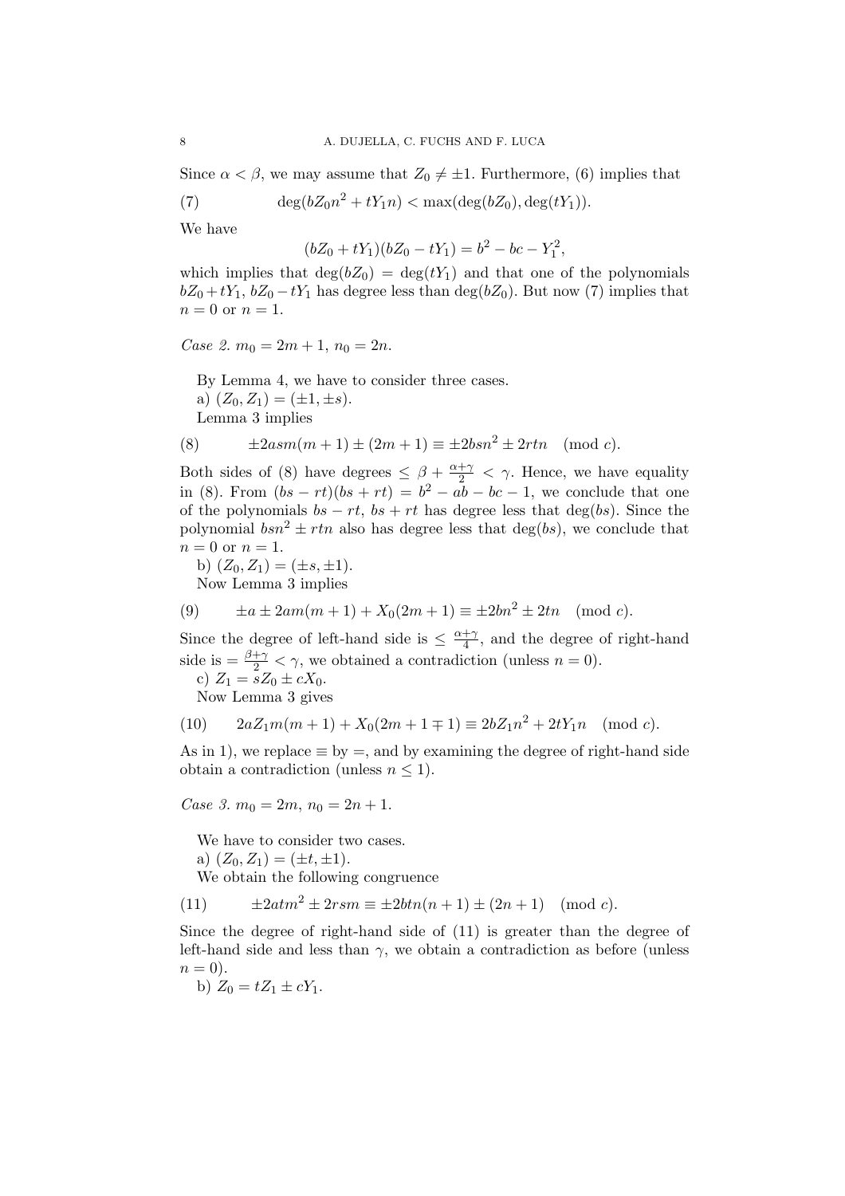Since $\alpha < \beta$, we may assume that $Z_0 \neq \pm 1$. Furthermore, (6) implies that

$$\deg(bZ_0 n^2 + tY_1 n) < \max(\deg(bZ_0), \deg(tY_1)). \tag{7}$$

We have

$$(bZ_0 + tY_1)(bZ_0 - tY_1) = b^2 - bc - Y_1^2,$$

which implies that $\deg(bZ_0) = \deg(tY_1)$ and that one of the polynomials $bZ_0 + tY_1$, $bZ_0 - tY_1$ has degree less than $\deg(bZ_0)$. But now (7) implies that $n = 0$ or $n = 1$.

*Case 2.* $m_0 = 2m + 1$, $n_0 = 2n$.

By Lemma 4, we have to consider three cases.

a) $(Z_0, Z_1) = (\pm 1, \pm s)$.

Lemma 3 implies

$$\pm 2asm(m+1) \pm (2m+1) \equiv \pm 2bsn^2 \pm 2rtn \pmod{c}. \tag{8}$$

Both sides of (8) have degrees $\leq \beta + \frac{\alpha+\gamma}{2} < \gamma$. Hence, we have equality in (8). From $(bs - rt)(bs + rt) = b^2 - ab - bc - 1$, we conclude that one of the polynomials $bs - rt$, $bs + rt$ has degree less that $\deg(bs)$. Since the polynomial $bsn^2 \pm rtn$ also has degree less that $\deg(bs)$, we conclude that $n = 0$ or $n = 1$.

b) $(Z_0, Z_1) = (\pm s, \pm 1)$.

Now Lemma 3 implies

$$\pm a \pm 2am(m+1) + X_0(2m+1) \equiv \pm 2bn^2 \pm 2tn \pmod{c}. \tag{9}$$

Since the degree of left-hand side is $\leq \frac{\alpha+\gamma}{4}$, and the degree of right-hand side is $= \frac{\beta+\gamma}{2} < \gamma$, we obtained a contradiction (unless $n = 0$).

c) $Z_1 = sZ_0 \pm cX_0$.

Now Lemma 3 gives

$$2aZ_1 m(m+1) + X_0(2m+1 \mp 1) \equiv 2bZ_1 n^2 + 2tY_1 n \pmod{c}. \tag{10}$$

As in 1), we replace $\equiv$ by $=$, and by examining the degree of right-hand side obtain a contradiction (unless $n \leq 1$).

*Case 3.* $m_0 = 2m$, $n_0 = 2n + 1$.

We have to consider two cases.

a) $(Z_0, Z_1) = (\pm t, \pm 1)$.

We obtain the following congruence

$$\pm 2atm^2 \pm 2rsm \equiv \pm 2btn(n+1) \pm (2n+1) \pmod{c}. \tag{11}$$

Since the degree of right-hand side of (11) is greater than the degree of left-hand side and less than $\gamma$, we obtain a contradiction as before (unless $n = 0$).

b) $Z_0 = tZ_1 \pm cY_1$.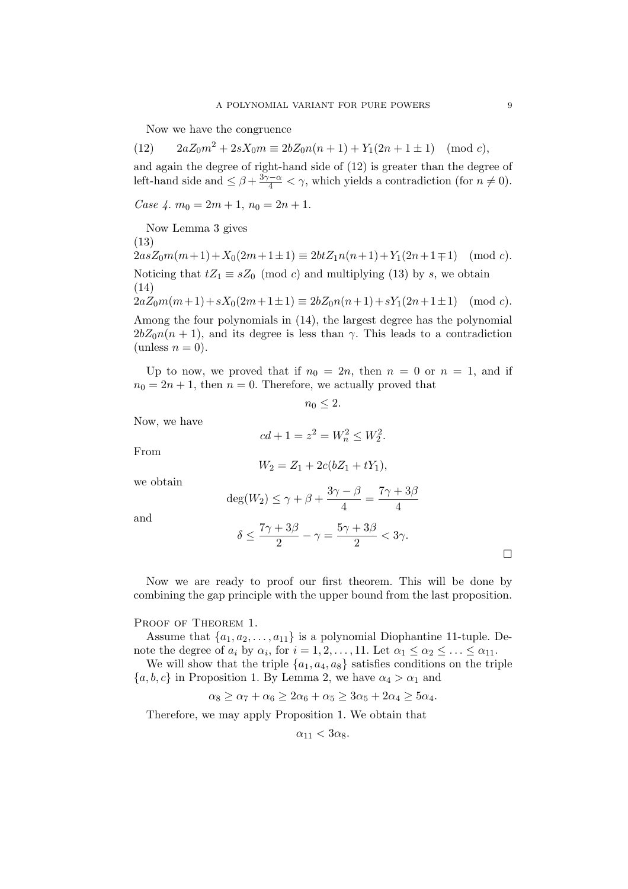Now we have the congruence

$$
2aZ_0m^2 + 2sX_0m \equiv 2bZ_0n(n+1) + Y_1(2n+1 \pm 1) \pmod{c}, \tag{12}
$$

and again the degree of right-hand side of (12) is greater than the degree of left-hand side and $\leq \beta + \frac{3\gamma - \alpha}{4} < \gamma$, which yields a contradiction (for $n \neq 0$).

*Case 4.* $m_0 = 2m+1$, $n_0 = 2n+1$.

Now Lemma 3 gives

$$
2asZ_0m(m+1) + X_0(2m+1 \pm 1) \equiv 2btZ_1n(n+1) + Y_1(2n+1 \mp 1) \pmod{c}. \tag{13}
$$

Noticing that $tZ_1 \equiv sZ_0 \pmod{c}$ and multiplying (13) by $s$, we obtain

$$
2aZ_0m(m+1) + sX_0(2m+1 \pm 1) \equiv 2bZ_0n(n+1) + sY_1(2n+1 \pm 1) \pmod{c}. \tag{14}
$$

Among the four polynomials in (14), the largest degree has the polynomial $2bZ_0n(n+1)$, and its degree is less than $\gamma$. This leads to a contradiction (unless $n = 0$).

Up to now, we proved that if $n_0 = 2n$, then $n = 0$ or $n = 1$, and if $n_0 = 2n+1$, then $n = 0$. Therefore, we actually proved that

$$
n_0 \leq 2.
$$

Now, we have

$$
cd + 1 = z^2 = W_n^2 \leq W_2^2.
$$

From

$$
W_2 = Z_1 + 2c(bZ_1 + tY_1),
$$

we obtain

$$
\deg(W_2) \leq \gamma + \beta + \frac{3\gamma - \beta}{4} = \frac{7\gamma + 3\beta}{4}
$$

and

$$
\delta \leq \frac{7\gamma + 3\beta}{2} - \gamma = \frac{5\gamma + 3\beta}{2} < 3\gamma.
$$

□

Now we are ready to proof our first theorem. This will be done by combining the gap principle with the upper bound from the last proposition.

Proof of Theorem 1.

Assume that $\{a_1, a_2, \ldots, a_{11}\}$ is a polynomial Diophantine 11-tuple. Denote the degree of $a_i$ by $\alpha_i$, for $i = 1, 2, \ldots, 11$. Let $\alpha_1 \leq \alpha_2 \leq \ldots \leq \alpha_{11}$.

We will show that the triple $\{a_1, a_4, a_8\}$ satisfies conditions on the triple $\{a, b, c\}$ in Proposition 1. By Lemma 2, we have $\alpha_4 > \alpha_1$ and

$$
\alpha_8 \geq \alpha_7 + \alpha_6 \geq 2\alpha_6 + \alpha_5 \geq 3\alpha_5 + 2\alpha_4 \geq 5\alpha_4.
$$

Therefore, we may apply Proposition 1. We obtain that

$$
\alpha_{11} < 3\alpha_8.
$$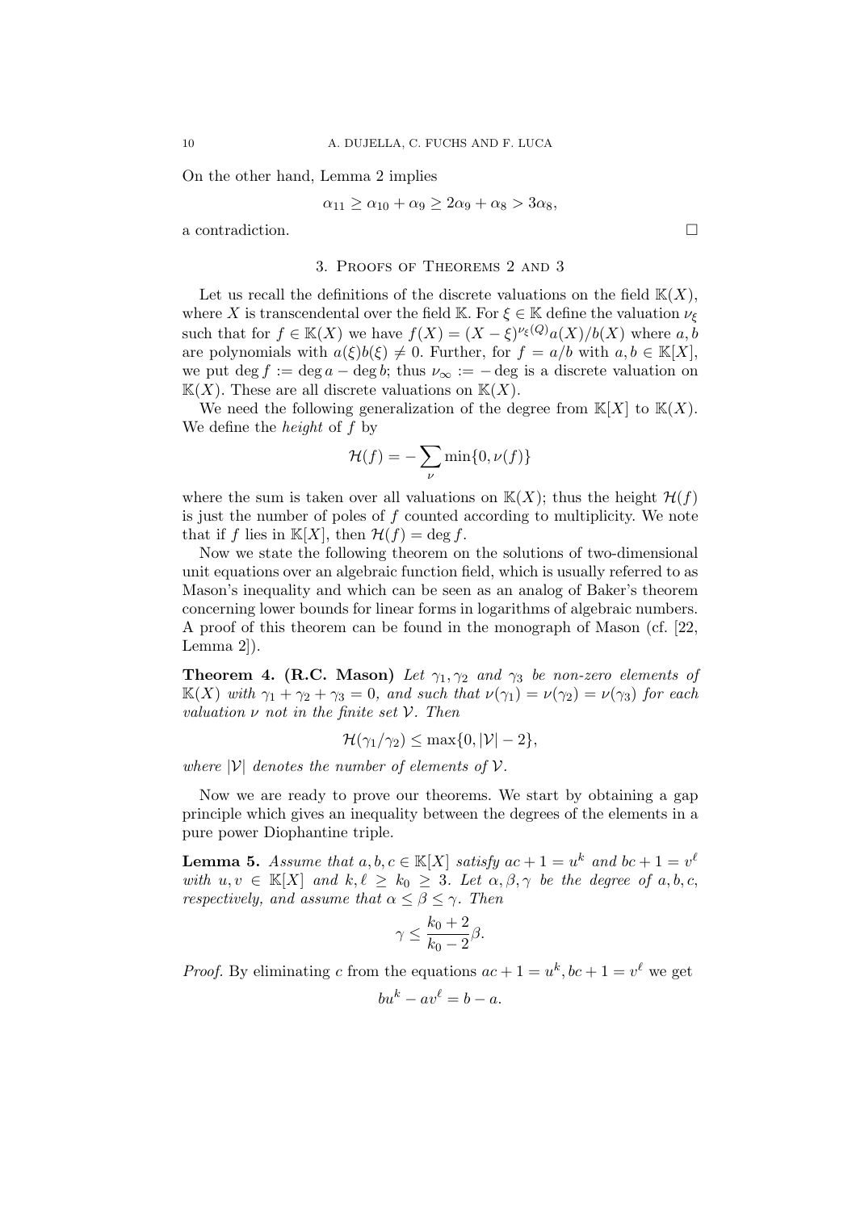On the other hand, Lemma 2 implies

$$\alpha_{11} \geq \alpha_{10} + \alpha_9 \geq 2\alpha_9 + \alpha_8 > 3\alpha_8,$$

a contradiction. □

## 3. Proofs of Theorems 2 and 3

Let us recall the definitions of the discrete valuations on the field $\mathbb{K}(X)$, where $X$ is transcendental over the field $\mathbb{K}$. For $\xi \in \mathbb{K}$ define the valuation $\nu_\xi$ such that for $f \in \mathbb{K}(X)$ we have $f(X) = (X - \xi)^{\nu_\xi(Q)} a(X)/b(X)$ where $a, b$ are polynomials with $a(\xi)b(\xi) \neq 0$. Further, for $f = a/b$ with $a, b \in \mathbb{K}[X]$, we put $\deg f := \deg a - \deg b$; thus $\nu_\infty := -\deg$ is a discrete valuation on $\mathbb{K}(X)$. These are all discrete valuations on $\mathbb{K}(X)$.

We need the following generalization of the degree from $\mathbb{K}[X]$ to $\mathbb{K}(X)$. We define the *height* of $f$ by

$$\mathcal{H}(f) = -\sum_{\nu} \min\{0, \nu(f)\}$$

where the sum is taken over all valuations on $\mathbb{K}(X)$; thus the height $\mathcal{H}(f)$ is just the number of poles of $f$ counted according to multiplicity. We note that if $f$ lies in $\mathbb{K}[X]$, then $\mathcal{H}(f) = \deg f$.

Now we state the following theorem on the solutions of two-dimensional unit equations over an algebraic function field, which is usually referred to as Mason's inequality and which can be seen as an analog of Baker's theorem concerning lower bounds for linear forms in logarithms of algebraic numbers. A proof of this theorem can be found in the monograph of Mason (cf. [22, Lemma 2]).

**Theorem 4. (R.C. Mason)** *Let $\gamma_1, \gamma_2$ and $\gamma_3$ be non-zero elements of $\mathbb{K}(X)$ with $\gamma_1 + \gamma_2 + \gamma_3 = 0$, and such that $\nu(\gamma_1) = \nu(\gamma_2) = \nu(\gamma_3)$ for each valuation $\nu$ not in the finite set $\mathcal{V}$. Then*

$$\mathcal{H}(\gamma_1/\gamma_2) \leq \max\{0, |\mathcal{V}| - 2\},$$

*where $|\mathcal{V}|$ denotes the number of elements of $\mathcal{V}$.*

Now we are ready to prove our theorems. We start by obtaining a gap principle which gives an inequality between the degrees of the elements in a pure power Diophantine triple.

**Lemma 5.** *Assume that $a, b, c \in \mathbb{K}[X]$ satisfy $ac + 1 = u^k$ and $bc + 1 = v^\ell$ with $u, v \in \mathbb{K}[X]$ and $k, \ell \geq k_0 \geq 3$. Let $\alpha, \beta, \gamma$ be the degree of $a, b, c$, respectively, and assume that $\alpha \leq \beta \leq \gamma$. Then*

$$\gamma \leq \frac{k_0 + 2}{k_0 - 2}\beta.$$

*Proof.* By eliminating $c$ from the equations $ac + 1 = u^k, bc + 1 = v^\ell$ we get

$$bu^k - av^\ell = b - a.$$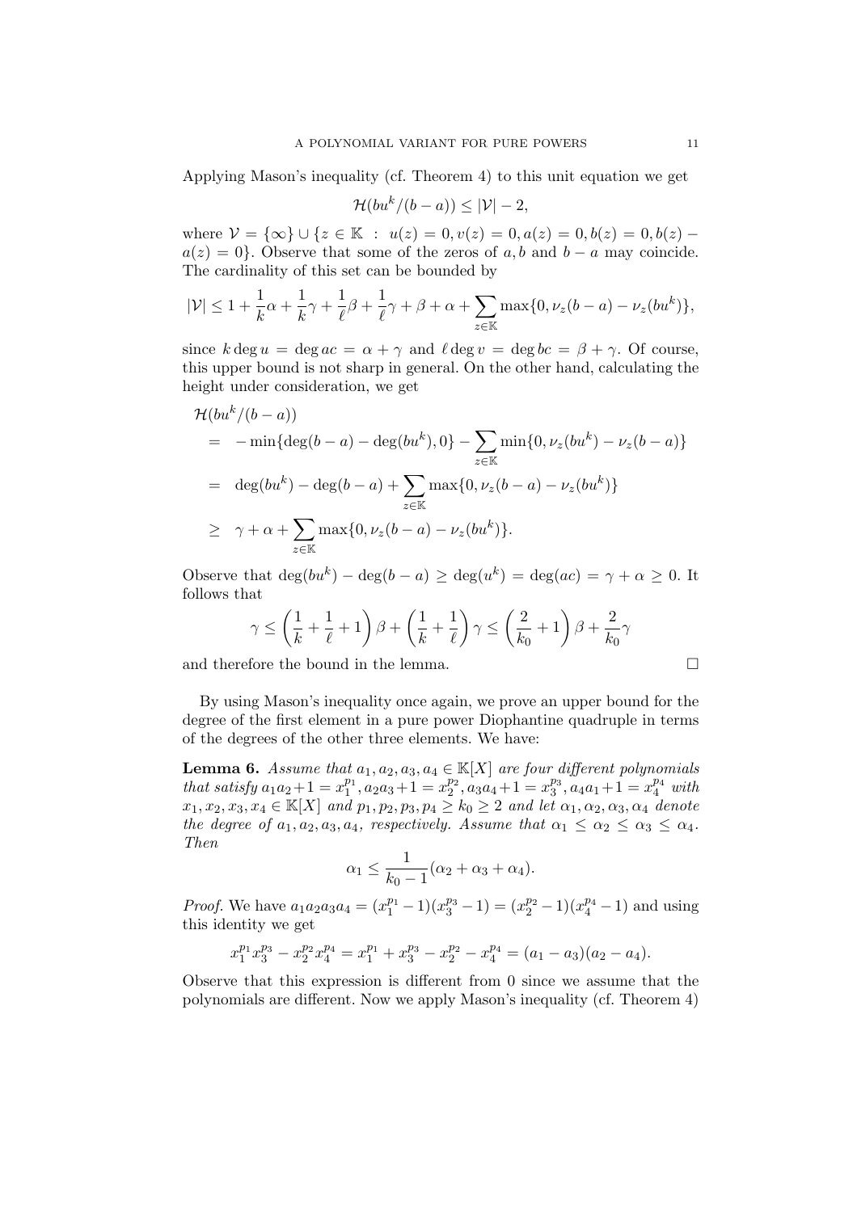Applying Mason's inequality (cf. Theorem 4) to this unit equation we get

$$\mathcal{H}(bu^k/(b-a)) \le |\mathcal{V}| - 2,$$

where $\mathcal{V} = \{\infty\} \cup \{z \in \mathbb{K} \ : \ u(z) = 0, v(z) = 0, a(z) = 0, b(z) = 0, b(z) - a(z) = 0\}$. Observe that some of the zeros of $a, b$ and $b - a$ may coincide. The cardinality of this set can be bounded by

$$|\mathcal{V}| \le 1 + \frac{1}{k}\alpha + \frac{1}{k}\gamma + \frac{1}{\ell}\beta + \frac{1}{\ell}\gamma + \beta + \alpha + \sum_{z \in \mathbb{K}} \max\{0, \nu_z(b-a) - \nu_z(bu^k)\},$$

since $k \deg u = \deg ac = \alpha + \gamma$ and $\ell \deg v = \deg bc = \beta + \gamma$. Of course, this upper bound is not sharp in general. On the other hand, calculating the height under consideration, we get

$$\begin{aligned}
&\mathcal{H}(bu^k/(b-a)) \\
&= \ -\min\{\deg(b-a) - \deg(bu^k), 0\} - \sum_{z \in \mathbb{K}} \min\{0, \nu_z(bu^k) - \nu_z(b-a)\} \\
&= \ \deg(bu^k) - \deg(b-a) + \sum_{z \in \mathbb{K}} \max\{0, \nu_z(b-a) - \nu_z(bu^k)\} \\
&\ge \ \gamma + \alpha + \sum_{z \in \mathbb{K}} \max\{0, \nu_z(b-a) - \nu_z(bu^k)\}.
\end{aligned}$$

Observe that $\deg(bu^k) - \deg(b-a) \ge \deg(u^k) = \deg(ac) = \gamma + \alpha \ge 0$. It follows that

$$\gamma \le \left(\frac{1}{k} + \frac{1}{\ell} + 1\right)\beta + \left(\frac{1}{k} + \frac{1}{\ell}\right)\gamma \le \left(\frac{2}{k_0} + 1\right)\beta + \frac{2}{k_0}\gamma$$

and therefore the bound in the lemma. $\square$

By using Mason's inequality once again, we prove an upper bound for the degree of the first element in a pure power Diophantine quadruple in terms of the degrees of the other three elements. We have:

**Lemma 6.** *Assume that $a_1, a_2, a_3, a_4 \in \mathbb{K}[X]$ are four different polynomials that satisfy $a_1a_2 + 1 = x_1^{p_1}, a_2a_3 + 1 = x_2^{p_2}, a_3a_4 + 1 = x_3^{p_3}, a_4a_1 + 1 = x_4^{p_4}$ with $x_1, x_2, x_3, x_4 \in \mathbb{K}[X]$ and $p_1, p_2, p_3, p_4 \ge k_0 \ge 2$ and let $\alpha_1, \alpha_2, \alpha_3, \alpha_4$ denote the degree of $a_1, a_2, a_3, a_4$, respectively. Assume that $\alpha_1 \le \alpha_2 \le \alpha_3 \le \alpha_4$. Then*

$$\alpha_1 \le \frac{1}{k_0 - 1}(\alpha_2 + \alpha_3 + \alpha_4).$$

*Proof.* We have $a_1a_2a_3a_4 = (x_1^{p_1} - 1)(x_3^{p_3} - 1) = (x_2^{p_2} - 1)(x_4^{p_4} - 1)$ and using this identity we get

$$x_1^{p_1}x_3^{p_3} - x_2^{p_2}x_4^{p_4} = x_1^{p_1} + x_3^{p_3} - x_2^{p_2} - x_4^{p_4} = (a_1 - a_3)(a_2 - a_4).$$

Observe that this expression is different from 0 since we assume that the polynomials are different. Now we apply Mason's inequality (cf. Theorem 4)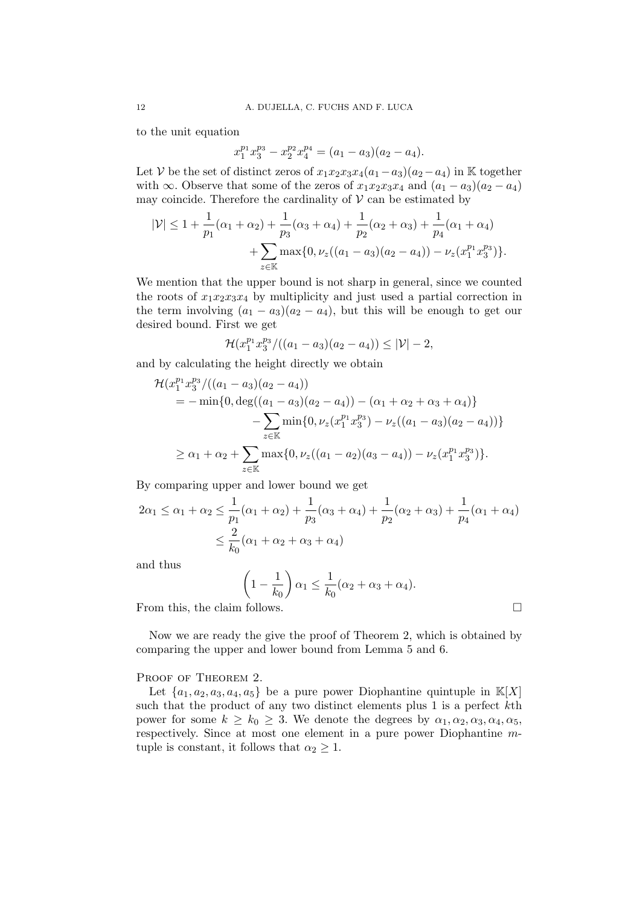to the unit equation

$$x_1^{p_1}x_3^{p_3} - x_2^{p_2}x_4^{p_4} = (a_1 - a_3)(a_2 - a_4).$$

Let $\mathcal{V}$ be the set of distinct zeros of $x_1x_2x_3x_4(a_1-a_3)(a_2-a_4)$ in $\mathbb{K}$ together with $\infty$. Observe that some of the zeros of $x_1x_2x_3x_4$ and $(a_1-a_3)(a_2-a_4)$ may coincide. Therefore the cardinality of $\mathcal{V}$ can be estimated by

$$\begin{aligned}|\mathcal{V}| \le 1 + \frac{1}{p_1}(\alpha_1+\alpha_2) + \frac{1}{p_3}(\alpha_3+\alpha_4) + \frac{1}{p_2}(\alpha_2+\alpha_3) + \frac{1}{p_4}(\alpha_1+\alpha_4)\\ + \sum_{z\in\mathbb{K}} \max\{0, \nu_z((a_1-a_3)(a_2-a_4)) - \nu_z(x_1^{p_1}x_3^{p_3})\}.\end{aligned}$$

We mention that the upper bound is not sharp in general, since we counted the roots of $x_1x_2x_3x_4$ by multiplicity and just used a partial correction in the term involving $(a_1-a_3)(a_2-a_4)$, but this will be enough to get our desired bound. First we get

$$\mathcal{H}(x_1^{p_1}x_3^{p_3}/((a_1-a_3)(a_2-a_4)) \le |\mathcal{V}| - 2,$$

and by calculating the height directly we obtain

$$\begin{aligned}&\mathcal{H}(x_1^{p_1}x_3^{p_3}/((a_1-a_3)(a_2-a_4))\\ &\quad = -\min\{0, \deg((a_1-a_3)(a_2-a_4)) - (\alpha_1+\alpha_2+\alpha_3+\alpha_4)\}\\ &\qquad\qquad - \sum_{z\in\mathbb{K}} \min\{0, \nu_z(x_1^{p_1}x_3^{p_3}) - \nu_z((a_1-a_3)(a_2-a_4))\}\\ &\quad \ge \alpha_1+\alpha_2 + \sum_{z\in\mathbb{K}} \max\{0, \nu_z((a_1-a_2)(a_3-a_4)) - \nu_z(x_1^{p_1}x_3^{p_3})\}.\end{aligned}$$

By comparing upper and lower bound we get

$$\begin{aligned}2\alpha_1 \le \alpha_1+\alpha_2 &\le \frac{1}{p_1}(\alpha_1+\alpha_2) + \frac{1}{p_3}(\alpha_3+\alpha_4) + \frac{1}{p_2}(\alpha_2+\alpha_3) + \frac{1}{p_4}(\alpha_1+\alpha_4)\\ &\le \frac{2}{k_0}(\alpha_1+\alpha_2+\alpha_3+\alpha_4)\end{aligned}$$

and thus

$$\left(1 - \frac{1}{k_0}\right)\alpha_1 \le \frac{1}{k_0}(\alpha_2+\alpha_3+\alpha_4).$$

From this, the claim follows. □

Now we are ready the give the proof of Theorem 2, which is obtained by comparing the upper and lower bound from Lemma 5 and 6.

Proof of Theorem 2.

Let $\{a_1, a_2, a_3, a_4, a_5\}$ be a pure power Diophantine quintuple in $\mathbb{K}[X]$ such that the product of any two distinct elements plus 1 is a perfect $k$th power for some $k \ge k_0 \ge 3$. We denote the degrees by $\alpha_1, \alpha_2, \alpha_3, \alpha_4, \alpha_5$, respectively. Since at most one element in a pure power Diophantine $m$-tuple is constant, it follows that $\alpha_2 \ge 1$.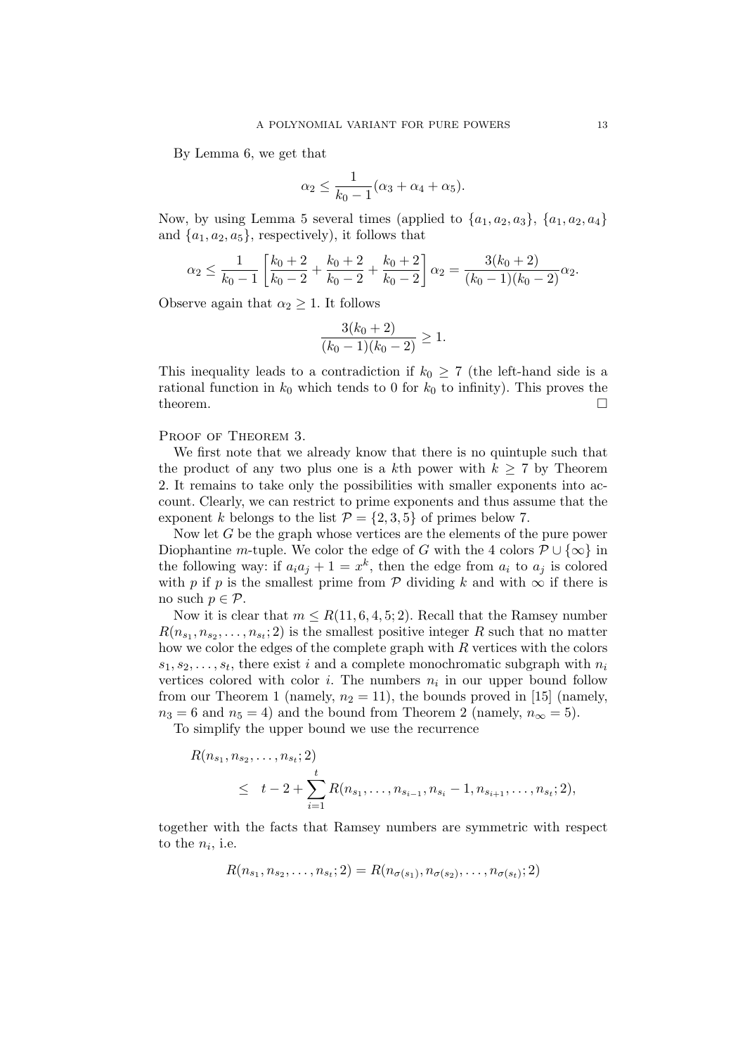By Lemma 6, we get that

$$\alpha_2 \leq \frac{1}{k_0 - 1}(\alpha_3 + \alpha_4 + \alpha_5).$$

Now, by using Lemma 5 several times (applied to $\{a_1, a_2, a_3\}$, $\{a_1, a_2, a_4\}$ and $\{a_1, a_2, a_5\}$, respectively), it follows that

$$\alpha_2 \leq \frac{1}{k_0 - 1}\left[\frac{k_0 + 2}{k_0 - 2} + \frac{k_0 + 2}{k_0 - 2} + \frac{k_0 + 2}{k_0 - 2}\right]\alpha_2 = \frac{3(k_0 + 2)}{(k_0 - 1)(k_0 - 2)}\alpha_2.$$

Observe again that $\alpha_2 \geq 1$. It follows

$$\frac{3(k_0 + 2)}{(k_0 - 1)(k_0 - 2)} \geq 1.$$

This inequality leads to a contradiction if $k_0 \geq 7$ (the left-hand side is a rational function in $k_0$ which tends to 0 for $k_0$ to infinity). This proves the theorem. □

Proof of Theorem 3.

We first note that we already know that there is no quintuple such that the product of any two plus one is a $k$th power with $k \geq 7$ by Theorem 2. It remains to take only the possibilities with smaller exponents into account. Clearly, we can restrict to prime exponents and thus assume that the exponent $k$ belongs to the list $\mathcal{P} = \{2, 3, 5\}$ of primes below 7.

Now let $G$ be the graph whose vertices are the elements of the pure power Diophantine $m$-tuple. We color the edge of $G$ with the 4 colors $\mathcal{P} \cup \{\infty\}$ in the following way: if $a_i a_j + 1 = x^k$, then the edge from $a_i$ to $a_j$ is colored with $p$ if $p$ is the smallest prime from $\mathcal{P}$ dividing $k$ and with $\infty$ if there is no such $p \in \mathcal{P}$.

Now it is clear that $m \leq R(11, 6, 4, 5; 2)$. Recall that the Ramsey number $R(n_{s_1}, n_{s_2}, \ldots, n_{s_t}; 2)$ is the smallest positive integer $R$ such that no matter how we color the edges of the complete graph with $R$ vertices with the colors $s_1, s_2, \ldots, s_t$, there exist $i$ and a complete monochromatic subgraph with $n_i$ vertices colored with color $i$. The numbers $n_i$ in our upper bound follow from our Theorem 1 (namely, $n_2 = 11$), the bounds proved in [15] (namely, $n_3 = 6$ and $n_5 = 4$) and the bound from Theorem 2 (namely, $n_\infty = 5$).

To simplify the upper bound we use the recurrence

$$\begin{aligned} &R(n_{s_1}, n_{s_2}, \ldots, n_{s_t}; 2) \\ &\quad\leq \; t - 2 + \sum_{i=1}^{t} R(n_{s_1}, \ldots, n_{s_{i-1}}, n_{s_i} - 1, n_{s_{i+1}}, \ldots, n_{s_t}; 2), \end{aligned}$$

together with the facts that Ramsey numbers are symmetric with respect to the $n_i$, i.e.

$$R(n_{s_1}, n_{s_2}, \ldots, n_{s_t}; 2) = R(n_{\sigma(s_1)}, n_{\sigma(s_2)}, \ldots, n_{\sigma(s_t)}; 2)$$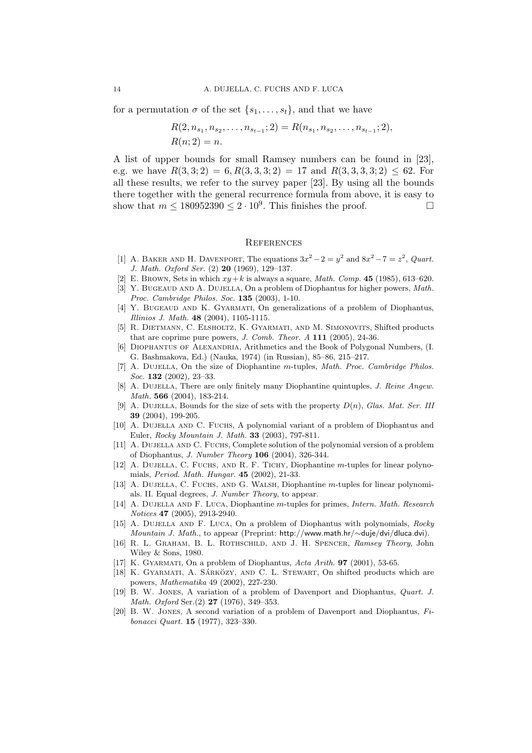for a permutation $\sigma$ of the set $\{s_1, \ldots, s_t\}$, and that we have

$$R(2, n_{s_1}, n_{s_2}, \ldots, n_{s_{t-1}}; 2) = R(n_{s_1}, n_{s_2}, \ldots, n_{s_{t-1}}; 2),$$
$$R(n; 2) = n.$$

A list of upper bounds for small Ramsey numbers can be found in [23], e.g. we have $R(3,3;2) = 6, R(3,3,3;2) = 17$ and $R(3,3,3,3;2) \leq 62$. For all these results, we refer to the survey paper [23]. By using all the bounds there together with the general recurrence formula from above, it is easy to show that $m \leq 180952390 \leq 2 \cdot 10^9$. This finishes the proof. □

## References

[1] A. Baker and H. Davenport, The equations $3x^2 - 2 = y^2$ and $8x^2 - 7 = z^2$, *Quart. J. Math. Oxford Ser.* (2) **20** (1969), 129–137.

[2] E. Brown, Sets in which $xy + k$ is always a square, *Math. Comp.* **45** (1985), 613–620.

[3] Y. Bugeaud and A. Dujella, On a problem of Diophantus for higher powers, *Math. Proc. Cambridge Philos. Soc.* **135** (2003), 1-10.

[4] Y. Bugeaud and K. Gyarmati, On generalizations of a problem of Diophantus, *Illinios J. Math.* **48** (2004), 1105-1115.

[5] R. Dietmann, C. Elsholtz, K. Gyarmati, and M. Simonovits, Shifted products that are coprime pure powers, *J. Comb. Theor. A* **111** (2005), 24-36.

[6] Diophantus of Alexandria, Arithmetics and the Book of Polygonal Numbers, (I. G. Bashmakova, Ed.) (Nauka, 1974) (in Russian), 85–86, 215–217.

[7] A. Dujella, On the size of Diophantine $m$-tuples, *Math. Proc. Cambridge Philos. Soc.* **132** (2002), 23–33.

[8] A. Dujella, There are only finitely many Diophantine quintuples, *J. Reine Angew. Math.* **566** (2004), 183-214.

[9] A. Dujella, Bounds for the size of sets with the property $D(n)$, *Glas. Mat. Ser. III* **39** (2004), 199-205.

[10] A. Dujella and C. Fuchs, A polynomial variant of a problem of Diophantus and Euler, *Rocky Mountain J. Math.* **33** (2003), 797-811.

[11] A. Dujella and C. Fuchs, Complete solution of the polynomial version of a problem of Diophantus, *J. Number Theory* **106** (2004), 326-344.

[12] A. Dujella, C. Fuchs, and R. F. Tichy, Diophantine $m$-tuples for linear polynomials, *Period. Math. Hungar.* **45** (2002), 21-33.

[13] A. Dujella, C. Fuchs, and G. Walsh, Diophantine $m$-tuples for linear polynomials. II. Equal degrees, *J. Number Theory*, to appear.

[14] A. Dujella and F. Luca, Diophantine $m$-tuples for primes, *Intern. Math. Research Notices* **47** (2005), 2913-2940.

[15] A. Dujella and F. Luca, On a problem of Diophantus with polynomials, *Rocky Mountain J. Math.*, to appear (Preprint: http://www.math.hr/∼duje/dvi/dluca.dvi).

[16] R. L. Graham, B. L. Rothschild, and J. H. Spencer, *Ramsey Theory*, John Wiley & Sons, 1980.

[17] K. Gyarmati, On a problem of Diophantus, *Acta Arith.* **97** (2001), 53-65.

[18] K. Gyarmati, A. Sárközy, and C. L. Stewart, On shifted products which are powers, *Mathematika* 49 (2002), 227-230.

[19] B. W. Jones, A variation of a problem of Davenport and Diophantus, *Quart. J. Math. Oxford* Ser.(2) **27** (1976), 349–353.

[20] B. W. Jones, A second variation of a problem of Davenport and Diophantus, *Fibonacci Quart.* **15** (1977), 323–330.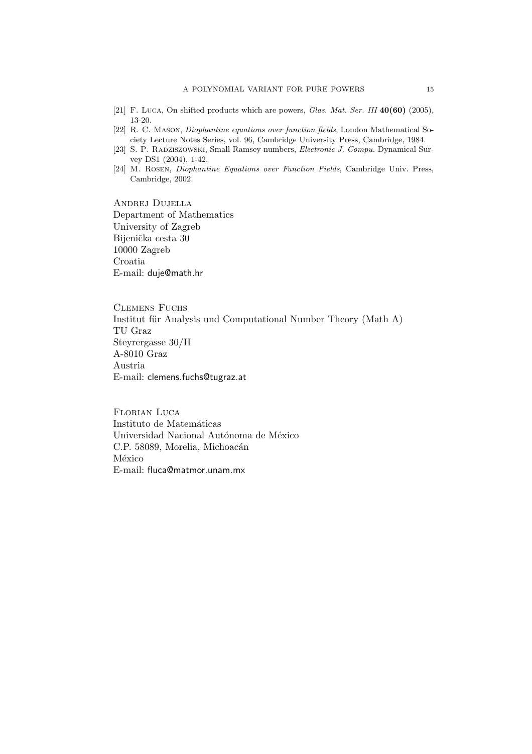[21] F. Luca, On shifted products which are powers, *Glas. Mat. Ser. III* **40(60)** (2005), 13-20.

[22] R. C. Mason, *Diophantine equations over function fields*, London Mathematical Society Lecture Notes Series, vol. 96, Cambridge University Press, Cambridge, 1984.

[23] S. P. Radziszowski, Small Ramsey numbers, *Electronic J. Compu.* Dynamical Survey DS1 (2004), 1-42.

[24] M. Rosen, *Diophantine Equations over Function Fields*, Cambridge Univ. Press, Cambridge, 2002.

Andrej Dujella
Department of Mathematics
University of Zagreb
Bijenička cesta 30
10000 Zagreb
Croatia
E-mail: duje@math.hr

Clemens Fuchs
Institut für Analysis und Computational Number Theory (Math A)
TU Graz
Steyrergasse 30/II
A-8010 Graz
Austria
E-mail: clemens.fuchs@tugraz.at

Florian Luca
Instituto de Matemáticas
Universidad Nacional Autónoma de México
C.P. 58089, Morelia, Michoacán
México
E-mail: fluca@matmor.unam.mx